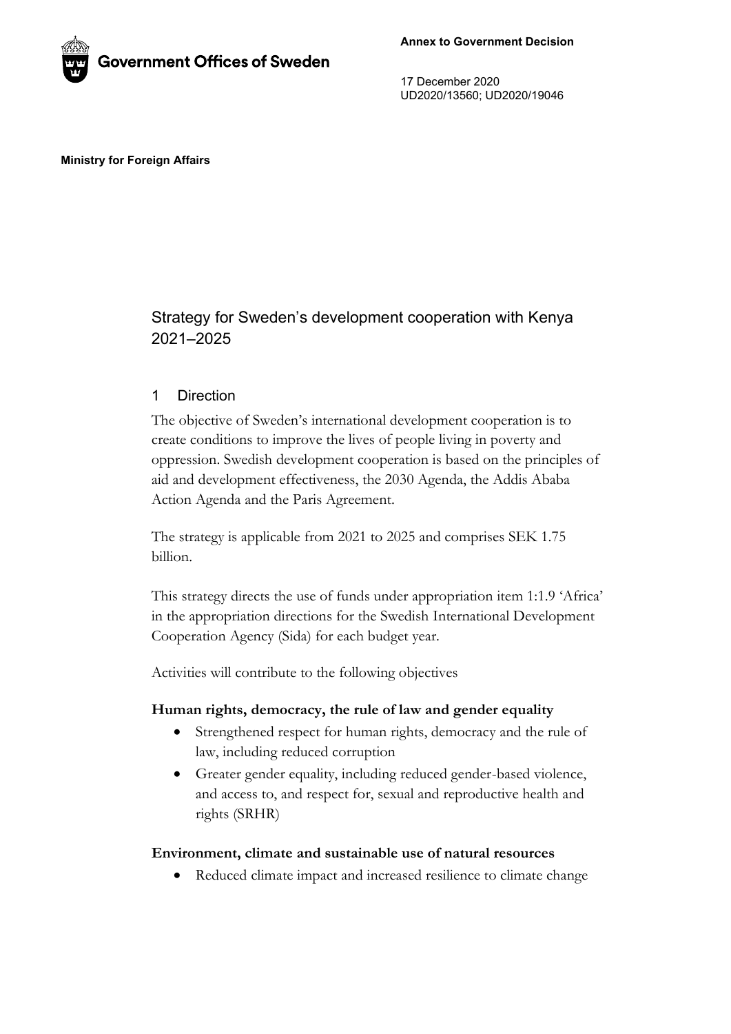Government Offices of Sweden

**Annex to Government Decision**

17 December 2020
UD2020/13560; UD2020/19046

**Ministry for Foreign Affairs**

# Strategy for Sweden's development cooperation with Kenya 2021–2025

## 1 Direction

The objective of Sweden's international development cooperation is to create conditions to improve the lives of people living in poverty and oppression. Swedish development cooperation is based on the principles of aid and development effectiveness, the 2030 Agenda, the Addis Ababa Action Agenda and the Paris Agreement.

The strategy is applicable from 2021 to 2025 and comprises SEK 1.75 billion.

This strategy directs the use of funds under appropriation item 1:1.9 'Africa' in the appropriation directions for the Swedish International Development Cooperation Agency (Sida) for each budget year.

Activities will contribute to the following objectives

**Human rights, democracy, the rule of law and gender equality**

- Strengthened respect for human rights, democracy and the rule of law, including reduced corruption
- Greater gender equality, including reduced gender-based violence, and access to, and respect for, sexual and reproductive health and rights (SRHR)

**Environment, climate and sustainable use of natural resources**

- Reduced climate impact and increased resilience to climate change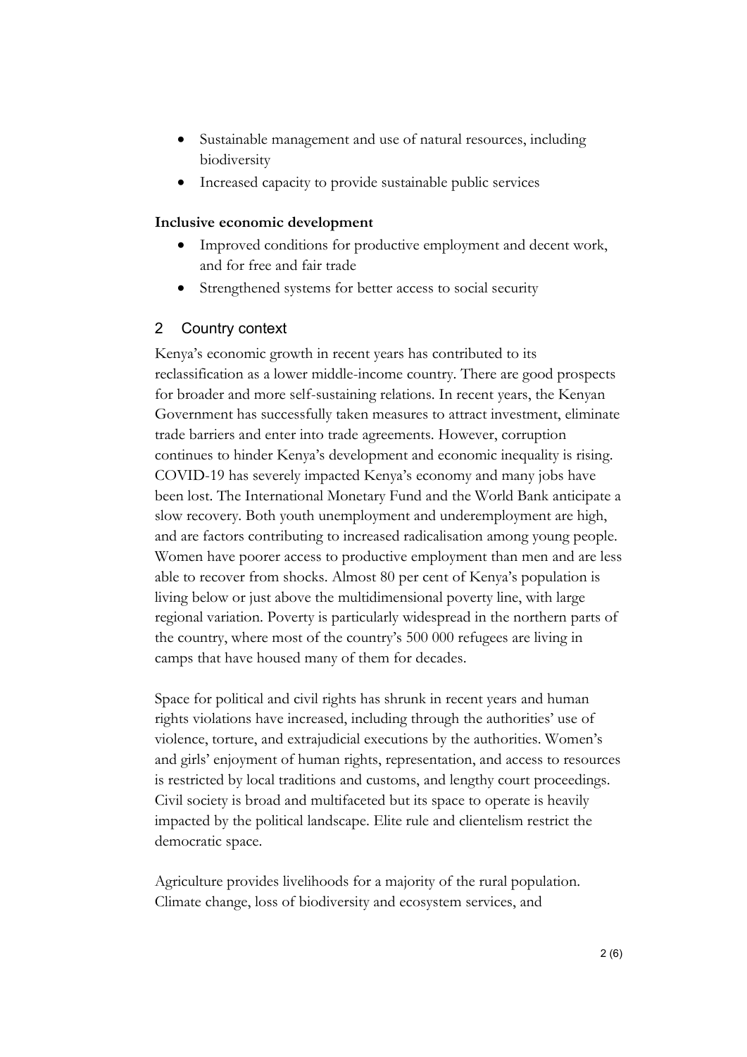- Sustainable management and use of natural resources, including biodiversity
- Increased capacity to provide sustainable public services

**Inclusive economic development**

- Improved conditions for productive employment and decent work, and for free and fair trade
- Strengthened systems for better access to social security

## 2 Country context

Kenya's economic growth in recent years has contributed to its reclassification as a lower middle-income country. There are good prospects for broader and more self-sustaining relations. In recent years, the Kenyan Government has successfully taken measures to attract investment, eliminate trade barriers and enter into trade agreements. However, corruption continues to hinder Kenya's development and economic inequality is rising. COVID-19 has severely impacted Kenya's economy and many jobs have been lost. The International Monetary Fund and the World Bank anticipate a slow recovery. Both youth unemployment and underemployment are high, and are factors contributing to increased radicalisation among young people. Women have poorer access to productive employment than men and are less able to recover from shocks. Almost 80 per cent of Kenya's population is living below or just above the multidimensional poverty line, with large regional variation. Poverty is particularly widespread in the northern parts of the country, where most of the country's 500 000 refugees are living in camps that have housed many of them for decades.

Space for political and civil rights has shrunk in recent years and human rights violations have increased, including through the authorities' use of violence, torture, and extrajudicial executions by the authorities. Women's and girls' enjoyment of human rights, representation, and access to resources is restricted by local traditions and customs, and lengthy court proceedings. Civil society is broad and multifaceted but its space to operate is heavily impacted by the political landscape. Elite rule and clientelism restrict the democratic space.

Agriculture provides livelihoods for a majority of the rural population. Climate change, loss of biodiversity and ecosystem services, and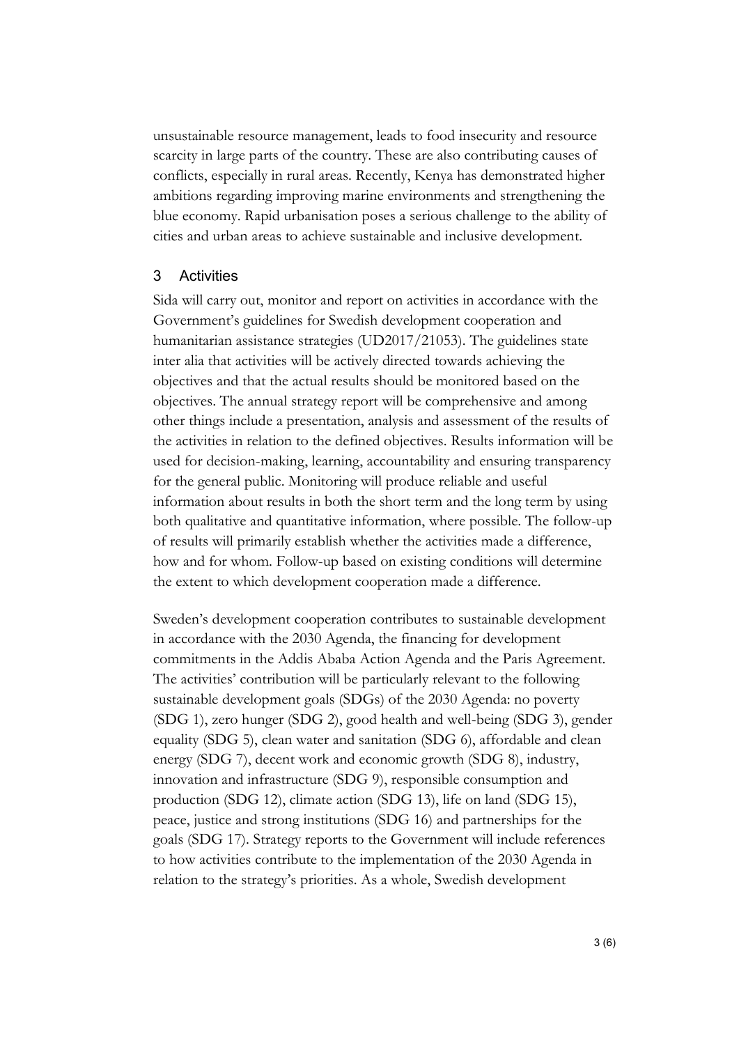unsustainable resource management, leads to food insecurity and resource scarcity in large parts of the country. These are also contributing causes of conflicts, especially in rural areas. Recently, Kenya has demonstrated higher ambitions regarding improving marine environments and strengthening the blue economy. Rapid urbanisation poses a serious challenge to the ability of cities and urban areas to achieve sustainable and inclusive development.

## 3 Activities

Sida will carry out, monitor and report on activities in accordance with the Government's guidelines for Swedish development cooperation and humanitarian assistance strategies (UD2017/21053). The guidelines state inter alia that activities will be actively directed towards achieving the objectives and that the actual results should be monitored based on the objectives. The annual strategy report will be comprehensive and among other things include a presentation, analysis and assessment of the results of the activities in relation to the defined objectives. Results information will be used for decision-making, learning, accountability and ensuring transparency for the general public. Monitoring will produce reliable and useful information about results in both the short term and the long term by using both qualitative and quantitative information, where possible. The follow-up of results will primarily establish whether the activities made a difference, how and for whom. Follow-up based on existing conditions will determine the extent to which development cooperation made a difference.

Sweden's development cooperation contributes to sustainable development in accordance with the 2030 Agenda, the financing for development commitments in the Addis Ababa Action Agenda and the Paris Agreement. The activities' contribution will be particularly relevant to the following sustainable development goals (SDGs) of the 2030 Agenda: no poverty (SDG 1), zero hunger (SDG 2), good health and well-being (SDG 3), gender equality (SDG 5), clean water and sanitation (SDG 6), affordable and clean energy (SDG 7), decent work and economic growth (SDG 8), industry, innovation and infrastructure (SDG 9), responsible consumption and production (SDG 12), climate action (SDG 13), life on land (SDG 15), peace, justice and strong institutions (SDG 16) and partnerships for the goals (SDG 17). Strategy reports to the Government will include references to how activities contribute to the implementation of the 2030 Agenda in relation to the strategy's priorities. As a whole, Swedish development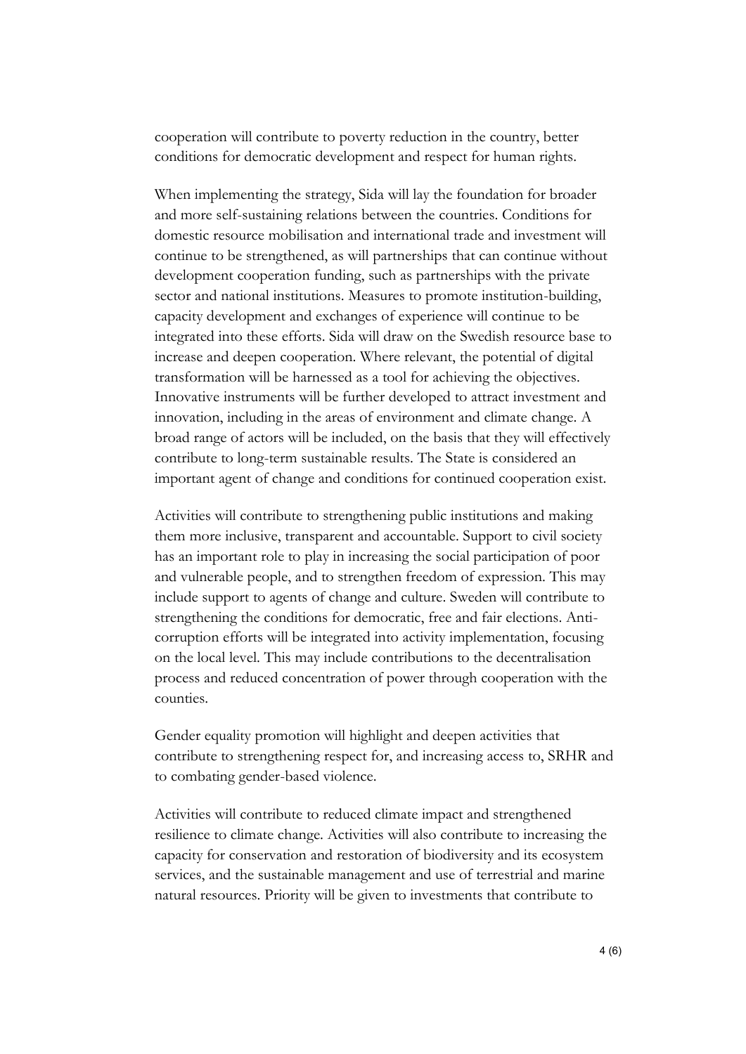cooperation will contribute to poverty reduction in the country, better conditions for democratic development and respect for human rights.

When implementing the strategy, Sida will lay the foundation for broader and more self-sustaining relations between the countries. Conditions for domestic resource mobilisation and international trade and investment will continue to be strengthened, as will partnerships that can continue without development cooperation funding, such as partnerships with the private sector and national institutions. Measures to promote institution-building, capacity development and exchanges of experience will continue to be integrated into these efforts. Sida will draw on the Swedish resource base to increase and deepen cooperation. Where relevant, the potential of digital transformation will be harnessed as a tool for achieving the objectives. Innovative instruments will be further developed to attract investment and innovation, including in the areas of environment and climate change. A broad range of actors will be included, on the basis that they will effectively contribute to long-term sustainable results. The State is considered an important agent of change and conditions for continued cooperation exist.

Activities will contribute to strengthening public institutions and making them more inclusive, transparent and accountable. Support to civil society has an important role to play in increasing the social participation of poor and vulnerable people, and to strengthen freedom of expression. This may include support to agents of change and culture. Sweden will contribute to strengthening the conditions for democratic, free and fair elections. Anti-corruption efforts will be integrated into activity implementation, focusing on the local level. This may include contributions to the decentralisation process and reduced concentration of power through cooperation with the counties.

Gender equality promotion will highlight and deepen activities that contribute to strengthening respect for, and increasing access to, SRHR and to combating gender-based violence.

Activities will contribute to reduced climate impact and strengthened resilience to climate change. Activities will also contribute to increasing the capacity for conservation and restoration of biodiversity and its ecosystem services, and the sustainable management and use of terrestrial and marine natural resources. Priority will be given to investments that contribute to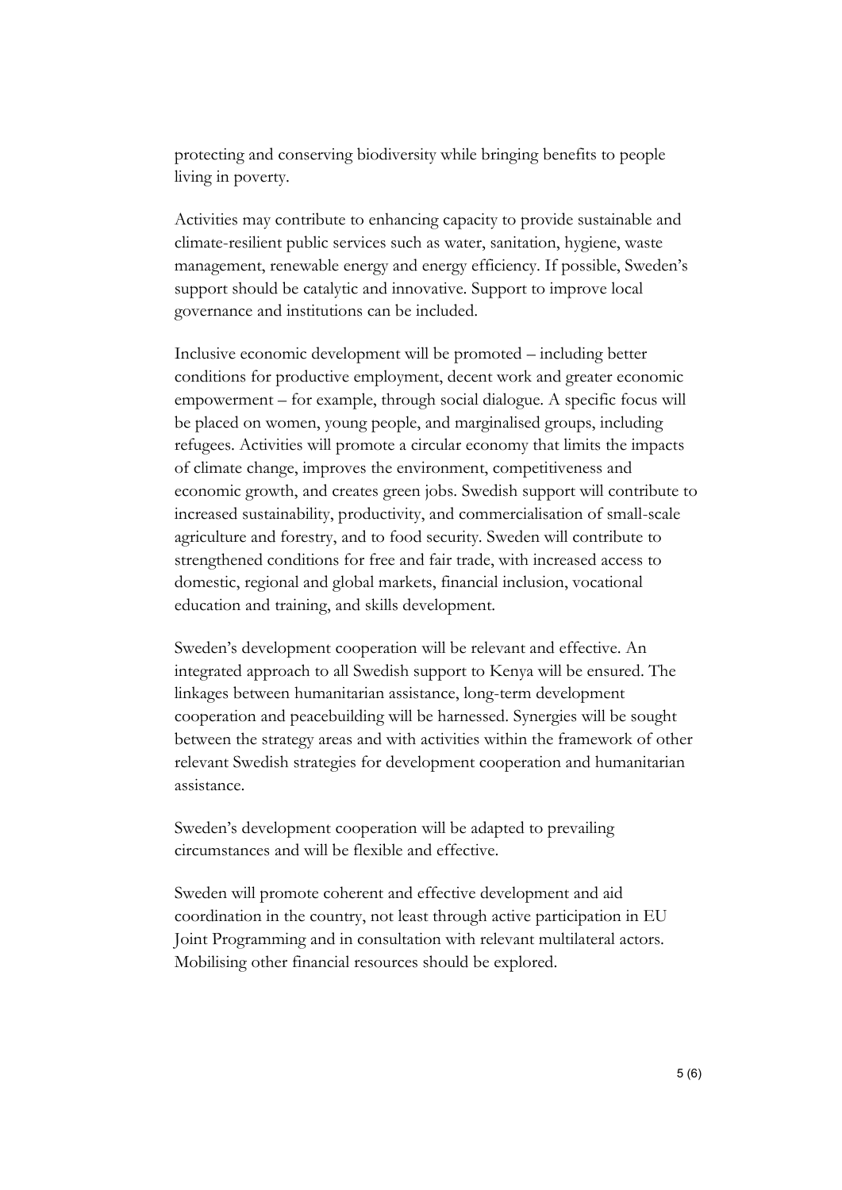protecting and conserving biodiversity while bringing benefits to people living in poverty.

Activities may contribute to enhancing capacity to provide sustainable and climate-resilient public services such as water, sanitation, hygiene, waste management, renewable energy and energy efficiency. If possible, Sweden's support should be catalytic and innovative. Support to improve local governance and institutions can be included.

Inclusive economic development will be promoted – including better conditions for productive employment, decent work and greater economic empowerment – for example, through social dialogue. A specific focus will be placed on women, young people, and marginalised groups, including refugees. Activities will promote a circular economy that limits the impacts of climate change, improves the environment, competitiveness and economic growth, and creates green jobs. Swedish support will contribute to increased sustainability, productivity, and commercialisation of small-scale agriculture and forestry, and to food security. Sweden will contribute to strengthened conditions for free and fair trade, with increased access to domestic, regional and global markets, financial inclusion, vocational education and training, and skills development.

Sweden's development cooperation will be relevant and effective. An integrated approach to all Swedish support to Kenya will be ensured. The linkages between humanitarian assistance, long-term development cooperation and peacebuilding will be harnessed. Synergies will be sought between the strategy areas and with activities within the framework of other relevant Swedish strategies for development cooperation and humanitarian assistance.

Sweden's development cooperation will be adapted to prevailing circumstances and will be flexible and effective.

Sweden will promote coherent and effective development and aid coordination in the country, not least through active participation in EU Joint Programming and in consultation with relevant multilateral actors. Mobilising other financial resources should be explored.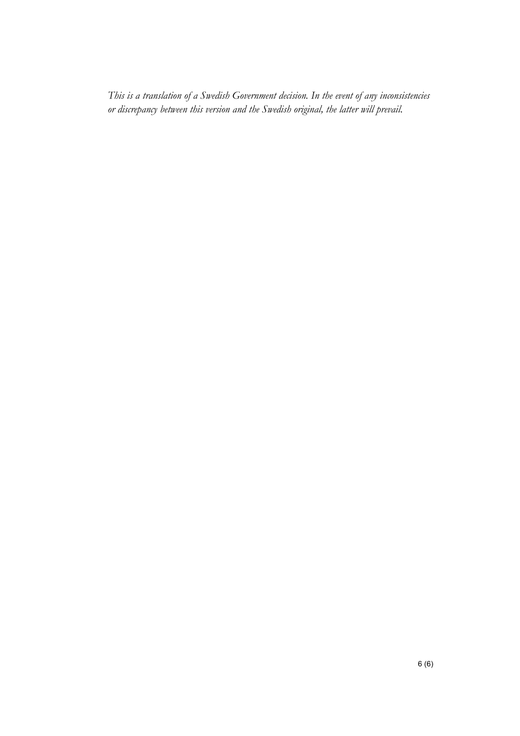*This is a translation of a Swedish Government decision. In the event of any inconsistencies or discrepancy between this version and the Swedish original, the latter will prevail.*